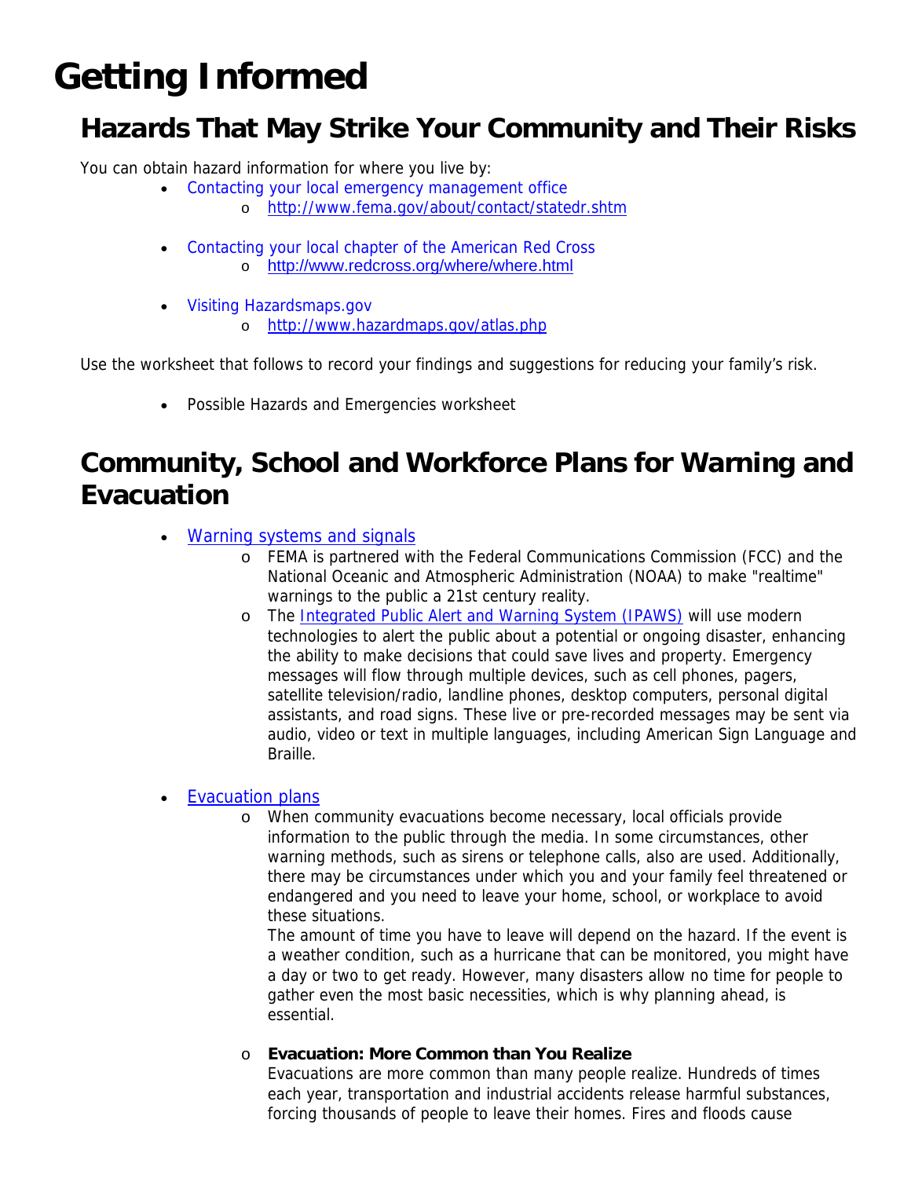# Getting Informed

## Hazards That May Strike Your Community and Their Risks

You can obtain hazard information for where you live by:

- Contacting your local emergency management office
  - http://www.fema.gov/about/contact/statedr.shtm
- Contacting your local chapter of the American Red Cross
  - http://www.redcross.org/where/where.html
- Visiting Hazardsmaps.gov
  - http://www.hazardmaps.gov/atlas.php

Use the worksheet that follows to record your findings and suggestions for reducing your family's risk.

- Possible Hazards and Emergencies worksheet

## Community, School and Workforce Plans for Warning and Evacuation

- Warning systems and signals
  - FEMA is partnered with the Federal Communications Commission (FCC) and the National Oceanic and Atmospheric Administration (NOAA) to make "realtime" warnings to the public a 21st century reality.
  - The Integrated Public Alert and Warning System (IPAWS) will use modern technologies to alert the public about a potential or ongoing disaster, enhancing the ability to make decisions that could save lives and property. Emergency messages will flow through multiple devices, such as cell phones, pagers, satellite television/radio, landline phones, desktop computers, personal digital assistants, and road signs. These live or pre-recorded messages may be sent via audio, video or text in multiple languages, including American Sign Language and Braille.
- Evacuation plans
  - When community evacuations become necessary, local officials provide information to the public through the media. In some circumstances, other warning methods, such as sirens or telephone calls, also are used. Additionally, there may be circumstances under which you and your family feel threatened or endangered and you need to leave your home, school, or workplace to avoid these situations.
    The amount of time you have to leave will depend on the hazard. If the event is a weather condition, such as a hurricane that can be monitored, you might have a day or two to get ready. However, many disasters allow no time for people to gather even the most basic necessities, which is why planning ahead, is essential.
  - **Evacuation: More Common than You Realize**
    Evacuations are more common than many people realize. Hundreds of times each year, transportation and industrial accidents release harmful substances, forcing thousands of people to leave their homes. Fires and floods cause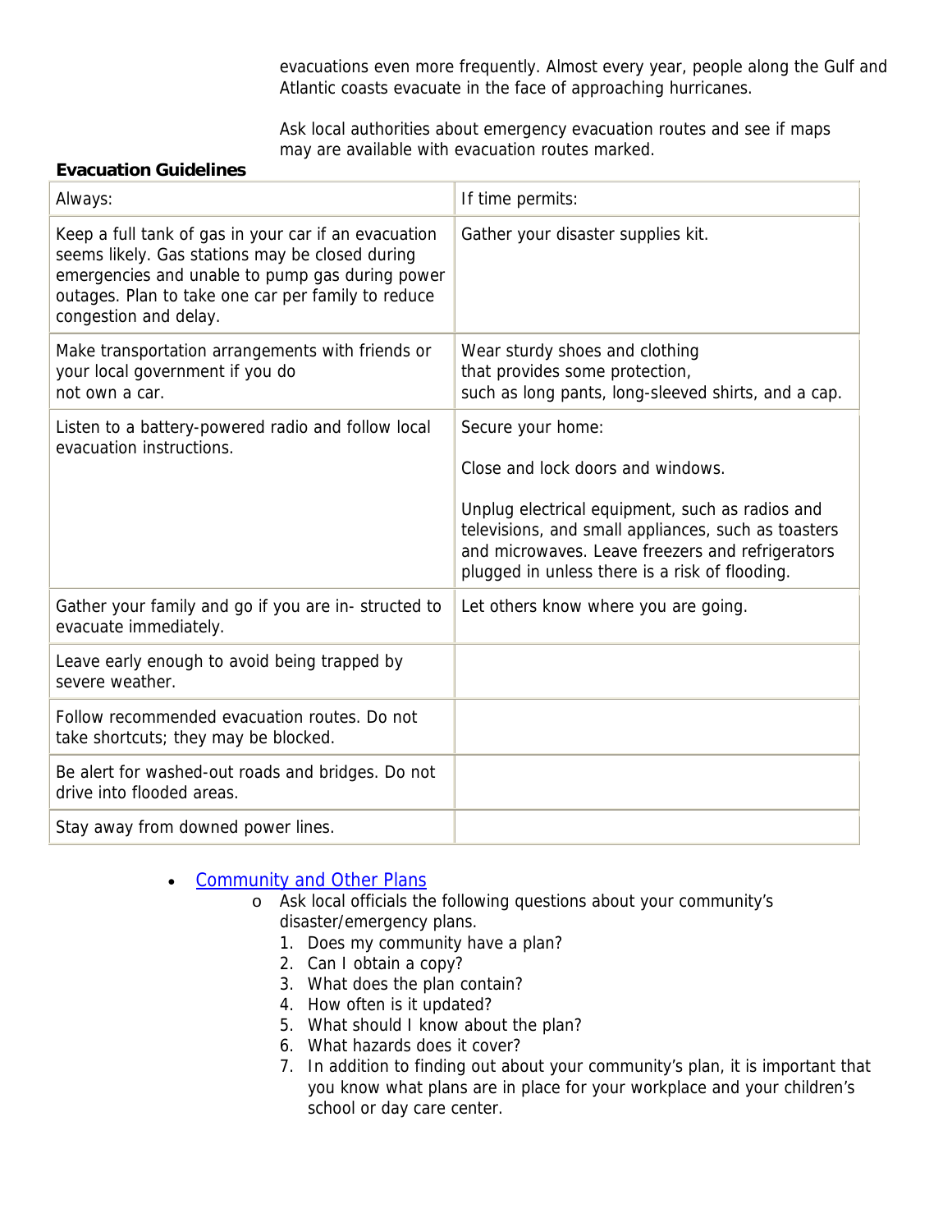evacuations even more frequently. Almost every year, people along the Gulf and Atlantic coasts evacuate in the face of approaching hurricanes.

Ask local authorities about emergency evacuation routes and see if maps may are available with evacuation routes marked.

**Evacuation Guidelines**

| Always: | If time permits: |
| --- | --- |
| Keep a full tank of gas in your car if an evacuation seems likely. Gas stations may be closed during emergencies and unable to pump gas during power outages. Plan to take one car per family to reduce congestion and delay. | Gather your disaster supplies kit. |
| Make transportation arrangements with friends or your local government if you do not own a car. | Wear sturdy shoes and clothing that provides some protection, such as long pants, long-sleeved shirts, and a cap. |
| Listen to a battery-powered radio and follow local evacuation instructions. | Secure your home:<br><br>Close and lock doors and windows.<br><br>Unplug electrical equipment, such as radios and televisions, and small appliances, such as toasters and microwaves. Leave freezers and refrigerators plugged in unless there is a risk of flooding. |
| Gather your family and go if you are in- structed to evacuate immediately. | Let others know where you are going. |
| Leave early enough to avoid being trapped by severe weather. | |
| Follow recommended evacuation routes. Do not take shortcuts; they may be blocked. | |
| Be alert for washed-out roads and bridges. Do not drive into flooded areas. | |
| Stay away from downed power lines. | |

- Community and Other Plans
  - Ask local officials the following questions about your community's disaster/emergency plans.
    1. Does my community have a plan?
    2. Can I obtain a copy?
    3. What does the plan contain?
    4. How often is it updated?
    5. What should I know about the plan?
    6. What hazards does it cover?
    7. In addition to finding out about your community's plan, it is important that you know what plans are in place for your workplace and your children's school or day care center.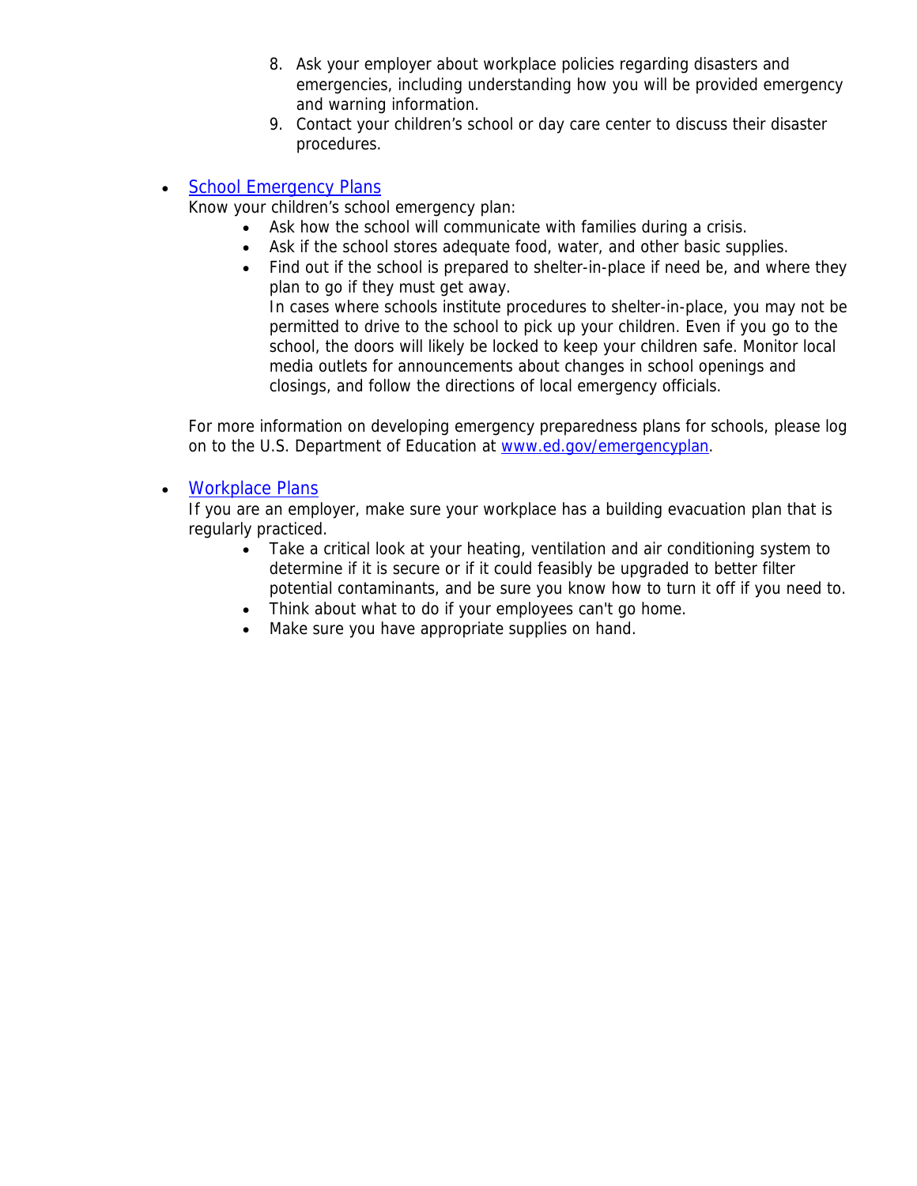8. Ask your employer about workplace policies regarding disasters and emergencies, including understanding how you will be provided emergency and warning information.
9. Contact your children's school or day care center to discuss their disaster procedures.

- School Emergency Plans

  Know your children's school emergency plan:
  - Ask how the school will communicate with families during a crisis.
  - Ask if the school stores adequate food, water, and other basic supplies.
  - Find out if the school is prepared to shelter-in-place if need be, and where they plan to go if they must get away.

    In cases where schools institute procedures to shelter-in-place, you may not be permitted to drive to the school to pick up your children. Even if you go to the school, the doors will likely be locked to keep your children safe. Monitor local media outlets for announcements about changes in school openings and closings, and follow the directions of local emergency officials.

  For more information on developing emergency preparedness plans for schools, please log on to the U.S. Department of Education at www.ed.gov/emergencyplan.

- Workplace Plans

  If you are an employer, make sure your workplace has a building evacuation plan that is regularly practiced.
  - Take a critical look at your heating, ventilation and air conditioning system to determine if it is secure or if it could feasibly be upgraded to better filter potential contaminants, and be sure you know how to turn it off if you need to.
  - Think about what to do if your employees can't go home.
  - Make sure you have appropriate supplies on hand.